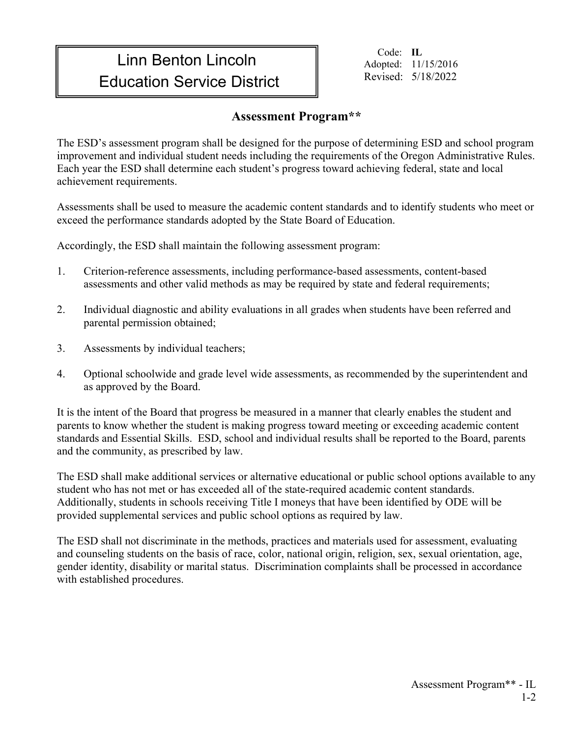# Linn Benton Lincoln Education Service District

Code: **IL**
Adopted: 11/15/2016
Revised: 5/18/2022

## Assessment Program**

The ESD's assessment program shall be designed for the purpose of determining ESD and school program improvement and individual student needs including the requirements of the Oregon Administrative Rules. Each year the ESD shall determine each student's progress toward achieving federal, state and local achievement requirements.

Assessments shall be used to measure the academic content standards and to identify students who meet or exceed the performance standards adopted by the State Board of Education.

Accordingly, the ESD shall maintain the following assessment program:

1. Criterion-reference assessments, including performance-based assessments, content-based assessments and other valid methods as may be required by state and federal requirements;

2. Individual diagnostic and ability evaluations in all grades when students have been referred and parental permission obtained;

3. Assessments by individual teachers;

4. Optional schoolwide and grade level wide assessments, as recommended by the superintendent and as approved by the Board.

It is the intent of the Board that progress be measured in a manner that clearly enables the student and parents to know whether the student is making progress toward meeting or exceeding academic content standards and Essential Skills. ESD, school and individual results shall be reported to the Board, parents and the community, as prescribed by law.

The ESD shall make additional services or alternative educational or public school options available to any student who has not met or has exceeded all of the state-required academic content standards. Additionally, students in schools receiving Title I moneys that have been identified by ODE will be provided supplemental services and public school options as required by law.

The ESD shall not discriminate in the methods, practices and materials used for assessment, evaluating and counseling students on the basis of race, color, national origin, religion, sex, sexual orientation, age, gender identity, disability or marital status. Discrimination complaints shall be processed in accordance with established procedures.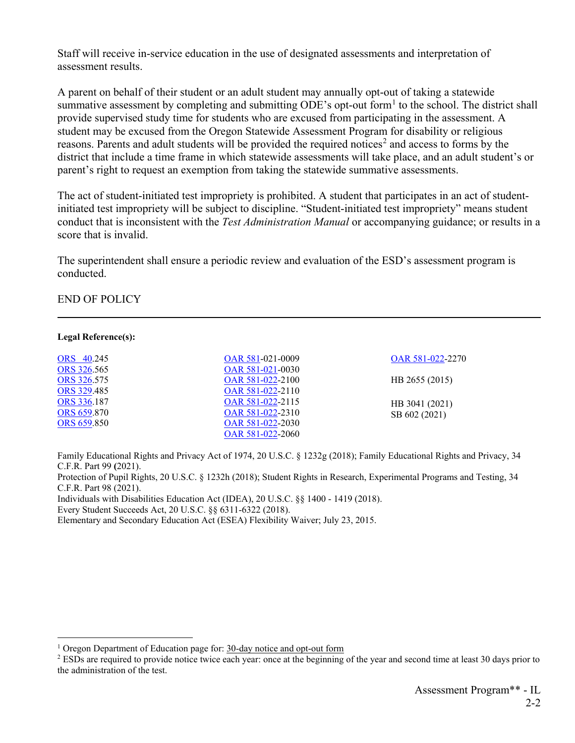Staff will receive in-service education in the use of designated assessments and interpretation of assessment results.

A parent on behalf of their student or an adult student may annually opt-out of taking a statewide summative assessment by completing and submitting ODE's opt-out form[1] to the school. The district shall provide supervised study time for students who are excused from participating in the assessment. A student may be excused from the Oregon Statewide Assessment Program for disability or religious reasons. Parents and adult students will be provided the required notices[2] and access to forms by the district that include a time frame in which statewide assessments will take place, and an adult student's or parent's right to request an exemption from taking the statewide summative assessments.

The act of student-initiated test impropriety is prohibited. A student that participates in an act of student-initiated test impropriety will be subject to discipline. "Student-initiated test impropriety" means student conduct that is inconsistent with the *Test Administration Manual* or accompanying guidance; or results in a score that is invalid.

The superintendent shall ensure a periodic review and evaluation of the ESD's assessment program is conducted.

END OF POLICY

---

**Legal Reference(s):**

| | | |
|---|---|---|
| ORS 40.245 | OAR 581-021-0009 | OAR 581-022-2270 |
| ORS 326.565 | OAR 581-021-0030 | |
| ORS 326.575 | OAR 581-022-2100 | HB 2655 (2015) |
| ORS 329.485 | OAR 581-022-2110 | |
| ORS 336.187 | OAR 581-022-2115 | HB 3041 (2021) |
| ORS 659.870 | OAR 581-022-2310 | SB 602 (2021) |
| ORS 659.850 | OAR 581-022-2030 | |
| | OAR 581-022-2060 | |

Family Educational Rights and Privacy Act of 1974, 20 U.S.C. § 1232g (2018); Family Educational Rights and Privacy, 34 C.F.R. Part 99 (2021).
Protection of Pupil Rights, 20 U.S.C. § 1232h (2018); Student Rights in Research, Experimental Programs and Testing, 34 C.F.R. Part 98 (2021).
Individuals with Disabilities Education Act (IDEA), 20 U.S.C. §§ 1400 - 1419 (2018).
Every Student Succeeds Act, 20 U.S.C. §§ 6311-6322 (2018).
Elementary and Secondary Education Act (ESEA) Flexibility Waiver; July 23, 2015.

[1] Oregon Department of Education page for: 30-day notice and opt-out form
[2] ESDs are required to provide notice twice each year: once at the beginning of the year and second time at least 30 days prior to the administration of the test.